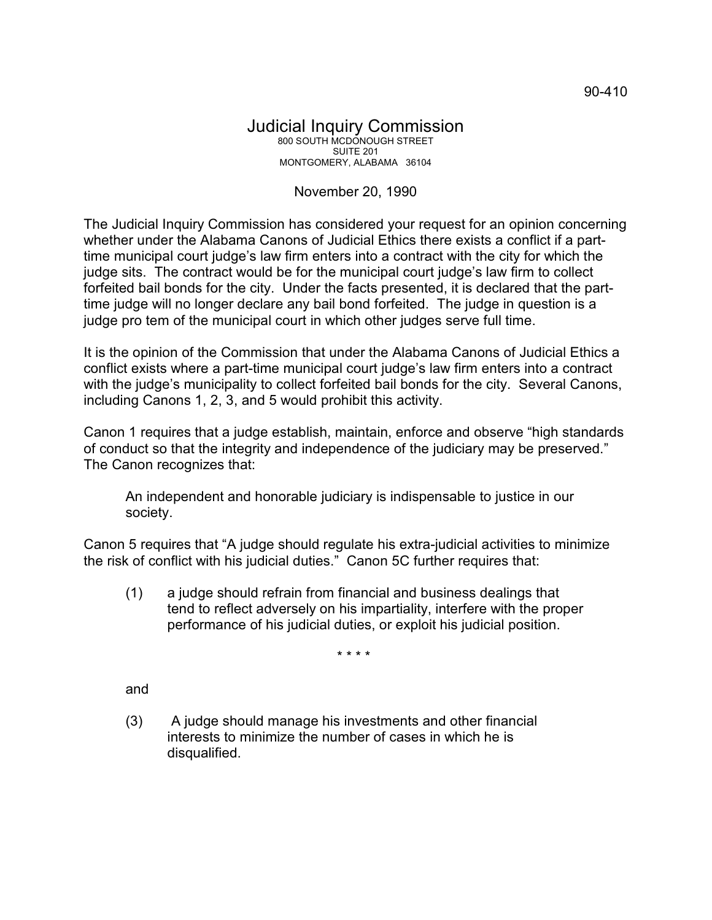90-410

# Judicial Inquiry Commission

800 SOUTH MCDONOUGH STREET
SUITE 201
MONTGOMERY, ALABAMA 36104

November 20, 1990

The Judicial Inquiry Commission has considered your request for an opinion concerning whether under the Alabama Canons of Judicial Ethics there exists a conflict if a part-time municipal court judge's law firm enters into a contract with the city for which the judge sits. The contract would be for the municipal court judge's law firm to collect forfeited bail bonds for the city. Under the facts presented, it is declared that the part-time judge will no longer declare any bail bond forfeited. The judge in question is a judge pro tem of the municipal court in which other judges serve full time.

It is the opinion of the Commission that under the Alabama Canons of Judicial Ethics a conflict exists where a part-time municipal court judge's law firm enters into a contract with the judge's municipality to collect forfeited bail bonds for the city. Several Canons, including Canons 1, 2, 3, and 5 would prohibit this activity.

Canon 1 requires that a judge establish, maintain, enforce and observe "high standards of conduct so that the integrity and independence of the judiciary may be preserved." The Canon recognizes that:

> An independent and honorable judiciary is indispensable to justice in our society.

Canon 5 requires that "A judge should regulate his extra-judicial activities to minimize the risk of conflict with his judicial duties." Canon 5C further requires that:

> (1) a judge should refrain from financial and business dealings that tend to reflect adversely on his impartiality, interfere with the proper performance of his judicial duties, or exploit his judicial position.
>
> \* \* \* \*
>
> and
>
> (3) A judge should manage his investments and other financial interests to minimize the number of cases in which he is disqualified.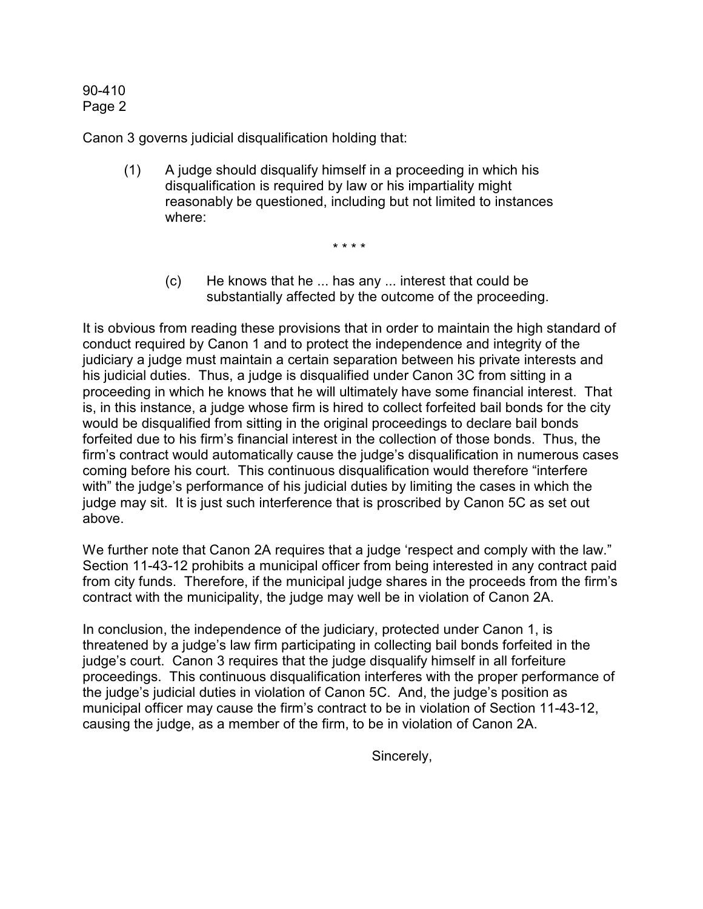Canon 3 governs judicial disqualification holding that:

> (1) A judge should disqualify himself in a proceeding in which his disqualification is required by law or his impartiality might reasonably be questioned, including but not limited to instances where:
>
> * * * *
>
> (c) He knows that he ... has any ... interest that could be substantially affected by the outcome of the proceeding.

It is obvious from reading these provisions that in order to maintain the high standard of conduct required by Canon 1 and to protect the independence and integrity of the judiciary a judge must maintain a certain separation between his private interests and his judicial duties. Thus, a judge is disqualified under Canon 3C from sitting in a proceeding in which he knows that he will ultimately have some financial interest. That is, in this instance, a judge whose firm is hired to collect forfeited bail bonds for the city would be disqualified from sitting in the original proceedings to declare bail bonds forfeited due to his firm's financial interest in the collection of those bonds. Thus, the firm's contract would automatically cause the judge's disqualification in numerous cases coming before his court. This continuous disqualification would therefore "interfere with" the judge's performance of his judicial duties by limiting the cases in which the judge may sit. It is just such interference that is proscribed by Canon 5C as set out above.

We further note that Canon 2A requires that a judge 'respect and comply with the law." Section 11-43-12 prohibits a municipal officer from being interested in any contract paid from city funds. Therefore, if the municipal judge shares in the proceeds from the firm's contract with the municipality, the judge may well be in violation of Canon 2A.

In conclusion, the independence of the judiciary, protected under Canon 1, is threatened by a judge's law firm participating in collecting bail bonds forfeited in the judge's court. Canon 3 requires that the judge disqualify himself in all forfeiture proceedings. This continuous disqualification interferes with the proper performance of the judge's judicial duties in violation of Canon 5C. And, the judge's position as municipal officer may cause the firm's contract to be in violation of Section 11-43-12, causing the judge, as a member of the firm, to be in violation of Canon 2A.

Sincerely,